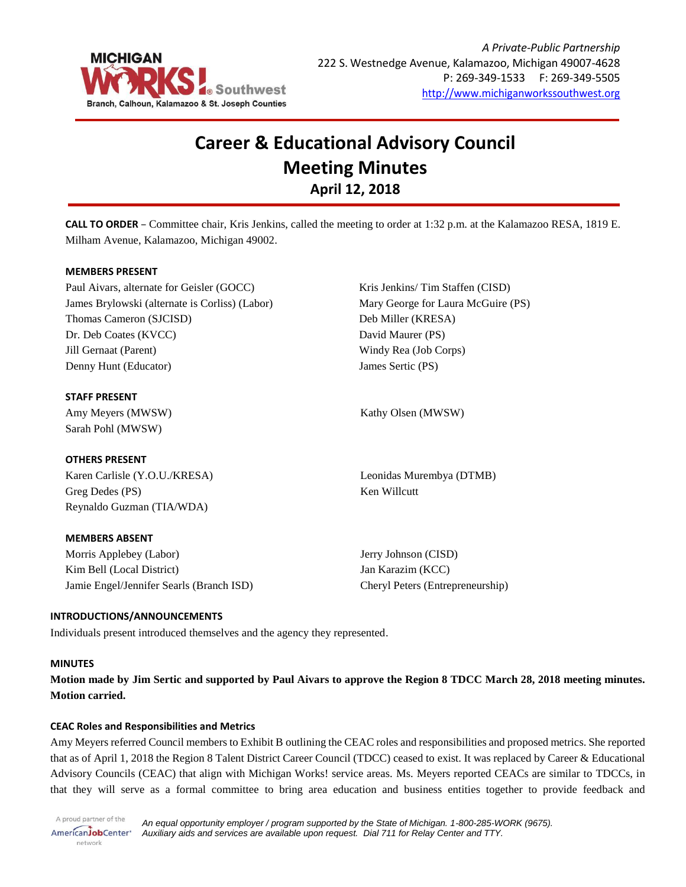*A Private-Public Partnership*
222 S. Westnedge Avenue, Kalamazoo, Michigan 49007-4628
P: 269-349-1533 F: 269-349-5505
http://www.michiganworkssouthwest.org

# Career & Educational Advisory Council Meeting Minutes

## April 12, 2018

**CALL TO ORDER** – Committee chair, Kris Jenkins, called the meeting to order at 1:32 p.m. at the Kalamazoo RESA, 1819 E. Milham Avenue, Kalamazoo, Michigan 49002.

**MEMBERS PRESENT**

Paul Aivars, alternate for Geisler (GOCC)
James Brylowski (alternate is Corliss) (Labor)
Thomas Cameron (SJCISD)
Dr. Deb Coates (KVCC)
Jill Gernaat (Parent)
Denny Hunt (Educator)
Kris Jenkins/ Tim Staffen (CISD)
Mary George for Laura McGuire (PS)
Deb Miller (KRESA)
David Maurer (PS)
Windy Rea (Job Corps)
James Sertic (PS)

**STAFF PRESENT**

Amy Meyers (MWSW)
Sarah Pohl (MWSW)
Kathy Olsen (MWSW)

**OTHERS PRESENT**

Karen Carlisle (Y.O.U./KRESA)
Greg Dedes (PS)
Reynaldo Guzman (TIA/WDA)
Leonidas Murembya (DTMB)
Ken Willcutt

**MEMBERS ABSENT**

Morris Applebey (Labor)
Kim Bell (Local District)
Jamie Engel/Jennifer Searls (Branch ISD)
Jerry Johnson (CISD)
Jan Karazim (KCC)
Cheryl Peters (Entrepreneurship)

**INTRODUCTIONS/ANNOUNCEMENTS**

Individuals present introduced themselves and the agency they represented.

**MINUTES**

**Motion made by Jim Sertic and supported by Paul Aivars to approve the Region 8 TDCC March 28, 2018 meeting minutes. Motion carried.**

**CEAC Roles and Responsibilities and Metrics**

Amy Meyers referred Council members to Exhibit B outlining the CEAC roles and responsibilities and proposed metrics. She reported that as of April 1, 2018 the Region 8 Talent District Career Council (TDCC) ceased to exist. It was replaced by Career & Educational Advisory Councils (CEAC) that align with Michigan Works! service areas. Ms. Meyers reported CEACs are similar to TDCCs, in that they will serve as a formal committee to bring area education and business entities together to provide feedback and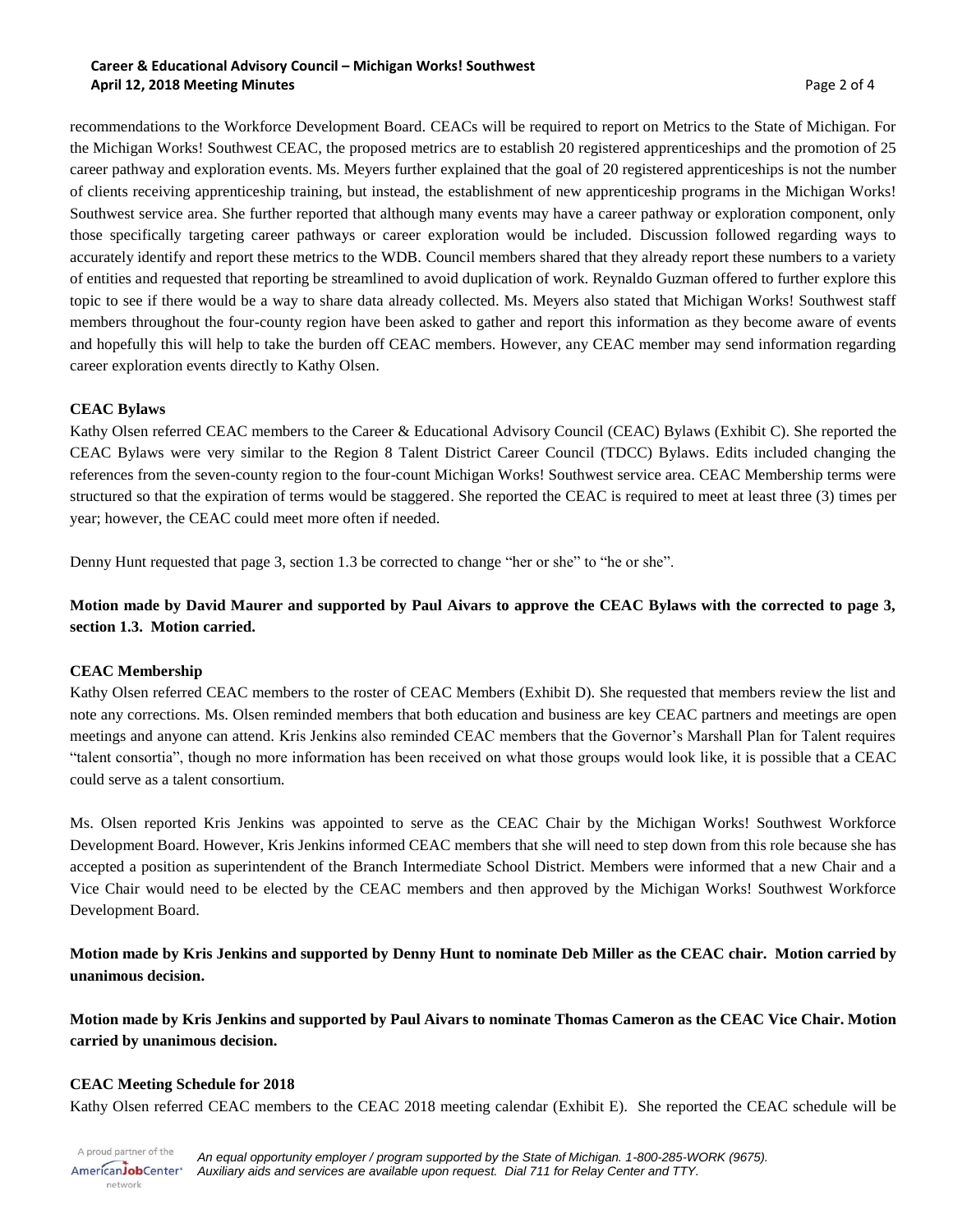recommendations to the Workforce Development Board. CEACs will be required to report on Metrics to the State of Michigan. For the Michigan Works! Southwest CEAC, the proposed metrics are to establish 20 registered apprenticeships and the promotion of 25 career pathway and exploration events. Ms. Meyers further explained that the goal of 20 registered apprenticeships is not the number of clients receiving apprenticeship training, but instead, the establishment of new apprenticeship programs in the Michigan Works! Southwest service area. She further reported that although many events may have a career pathway or exploration component, only those specifically targeting career pathways or career exploration would be included. Discussion followed regarding ways to accurately identify and report these metrics to the WDB. Council members shared that they already report these numbers to a variety of entities and requested that reporting be streamlined to avoid duplication of work. Reynaldo Guzman offered to further explore this topic to see if there would be a way to share data already collected. Ms. Meyers also stated that Michigan Works! Southwest staff members throughout the four-county region have been asked to gather and report this information as they become aware of events and hopefully this will help to take the burden off CEAC members. However, any CEAC member may send information regarding career exploration events directly to Kathy Olsen.

**CEAC Bylaws**

Kathy Olsen referred CEAC members to the Career & Educational Advisory Council (CEAC) Bylaws (Exhibit C). She reported the CEAC Bylaws were very similar to the Region 8 Talent District Career Council (TDCC) Bylaws. Edits included changing the references from the seven-county region to the four-count Michigan Works! Southwest service area. CEAC Membership terms were structured so that the expiration of terms would be staggered. She reported the CEAC is required to meet at least three (3) times per year; however, the CEAC could meet more often if needed.

Denny Hunt requested that page 3, section 1.3 be corrected to change "her or she" to "he or she".

**Motion made by David Maurer and supported by Paul Aivars to approve the CEAC Bylaws with the corrected to page 3, section 1.3. Motion carried.**

**CEAC Membership**

Kathy Olsen referred CEAC members to the roster of CEAC Members (Exhibit D). She requested that members review the list and note any corrections. Ms. Olsen reminded members that both education and business are key CEAC partners and meetings are open meetings and anyone can attend. Kris Jenkins also reminded CEAC members that the Governor's Marshall Plan for Talent requires "talent consortia", though no more information has been received on what those groups would look like, it is possible that a CEAC could serve as a talent consortium.

Ms. Olsen reported Kris Jenkins was appointed to serve as the CEAC Chair by the Michigan Works! Southwest Workforce Development Board. However, Kris Jenkins informed CEAC members that she will need to step down from this role because she has accepted a position as superintendent of the Branch Intermediate School District. Members were informed that a new Chair and a Vice Chair would need to be elected by the CEAC members and then approved by the Michigan Works! Southwest Workforce Development Board.

**Motion made by Kris Jenkins and supported by Denny Hunt to nominate Deb Miller as the CEAC chair. Motion carried by unanimous decision.**

**Motion made by Kris Jenkins and supported by Paul Aivars to nominate Thomas Cameron as the CEAC Vice Chair. Motion carried by unanimous decision.**

**CEAC Meeting Schedule for 2018**

Kathy Olsen referred CEAC members to the CEAC 2018 meeting calendar (Exhibit E). She reported the CEAC schedule will be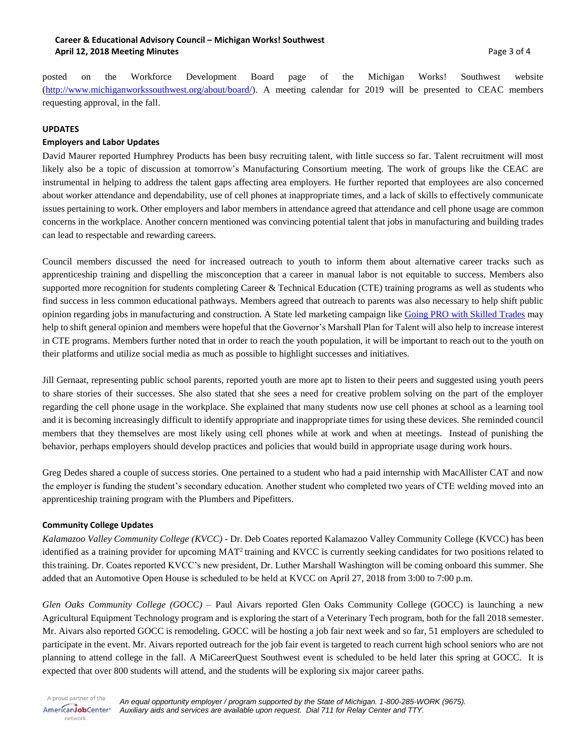posted on the Workforce Development Board page of the Michigan Works! Southwest website (http://www.michiganworkssouthwest.org/about/board/). A meeting calendar for 2019 will be presented to CEAC members requesting approval, in the fall.

## UPDATES

### Employers and Labor Updates

David Maurer reported Humphrey Products has been busy recruiting talent, with little success so far. Talent recruitment will most likely also be a topic of discussion at tomorrow's Manufacturing Consortium meeting. The work of groups like the CEAC are instrumental in helping to address the talent gaps affecting area employers. He further reported that employees are also concerned about worker attendance and dependability, use of cell phones at inappropriate times, and a lack of skills to effectively communicate issues pertaining to work. Other employers and labor members in attendance agreed that attendance and cell phone usage are common concerns in the workplace. Another concern mentioned was convincing potential talent that jobs in manufacturing and building trades can lead to respectable and rewarding careers.

Council members discussed the need for increased outreach to youth to inform them about alternative career tracks such as apprenticeship training and dispelling the misconception that a career in manual labor is not equitable to success. Members also supported more recognition for students completing Career & Technical Education (CTE) training programs as well as students who find success in less common educational pathways. Members agreed that outreach to parents was also necessary to help shift public opinion regarding jobs in manufacturing and construction. A State led marketing campaign like Going PRO with Skilled Trades may help to shift general opinion and members were hopeful that the Governor's Marshall Plan for Talent will also help to increase interest in CTE programs. Members further noted that in order to reach the youth population, it will be important to reach out to the youth on their platforms and utilize social media as much as possible to highlight successes and initiatives.

Jill Gernaat, representing public school parents, reported youth are more apt to listen to their peers and suggested using youth peers to share stories of their successes. She also stated that she sees a need for creative problem solving on the part of the employer regarding the cell phone usage in the workplace. She explained that many students now use cell phones at school as a learning tool and it is becoming increasingly difficult to identify appropriate and inappropriate times for using these devices. She reminded council members that they themselves are most likely using cell phones while at work and when at meetings. Instead of punishing the behavior, perhaps employers should develop practices and policies that would build in appropriate usage during work hours.

Greg Dedes shared a couple of success stories. One pertained to a student who had a paid internship with MacAllister CAT and now the employer is funding the student's secondary education. Another student who completed two years of CTE welding moved into an apprenticeship training program with the Plumbers and Pipefitters.

### Community College Updates

*Kalamazoo Valley Community College (KVCC)* - Dr. Deb Coates reported Kalamazoo Valley Community College (KVCC) has been identified as a training provider for upcoming MAT² training and KVCC is currently seeking candidates for two positions related to this training. Dr. Coates reported KVCC's new president, Dr. Luther Marshall Washington will be coming onboard this summer. She added that an Automotive Open House is scheduled to be held at KVCC on April 27, 2018 from 3:00 to 7:00 p.m.

*Glen Oaks Community College (GOCC)* – Paul Aivars reported Glen Oaks Community College (GOCC) is launching a new Agricultural Equipment Technology program and is exploring the start of a Veterinary Tech program, both for the fall 2018 semester. Mr. Aivars also reported GOCC is remodeling. GOCC will be hosting a job fair next week and so far, 51 employers are scheduled to participate in the event. Mr. Aivars reported outreach for the job fair event is targeted to reach current high school seniors who are not planning to attend college in the fall. A MiCareerQuest Southwest event is scheduled to be held later this spring at GOCC. It is expected that over 800 students will attend, and the students will be exploring six major career paths.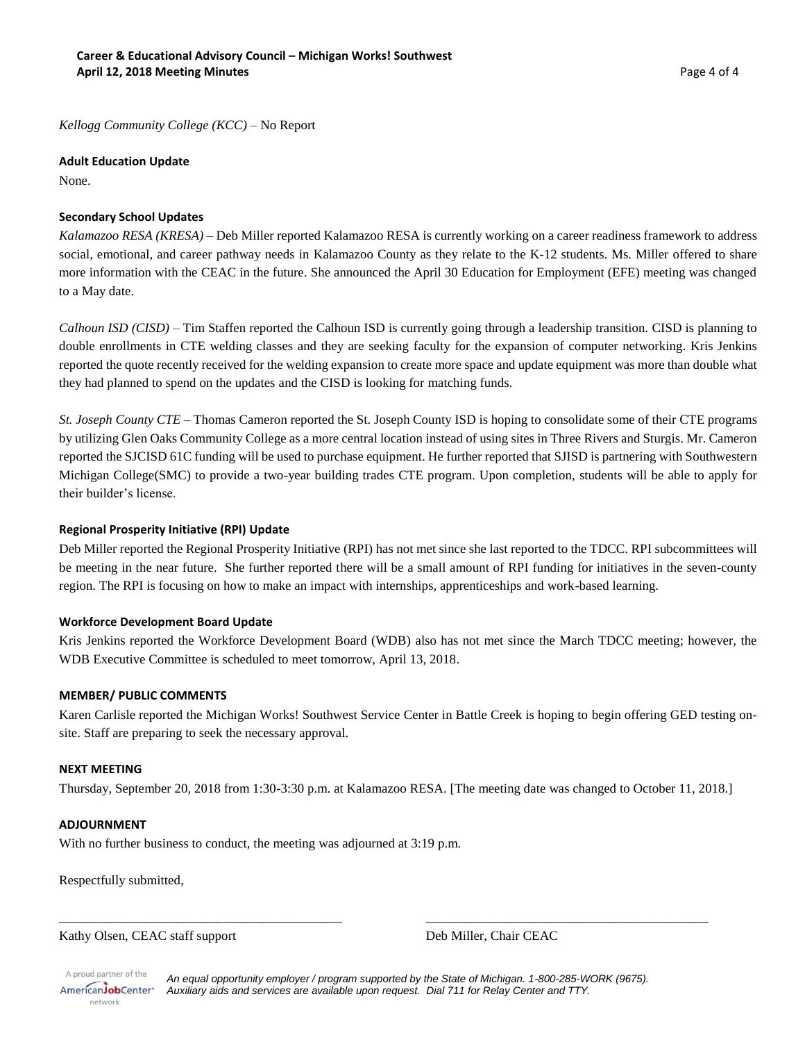*Kellogg Community College (KCC)* – No Report

**Adult Education Update**

None.

**Secondary School Updates**

*Kalamazoo RESA (KRESA)* – Deb Miller reported Kalamazoo RESA is currently working on a career readiness framework to address social, emotional, and career pathway needs in Kalamazoo County as they relate to the K-12 students. Ms. Miller offered to share more information with the CEAC in the future. She announced the April 30 Education for Employment (EFE) meeting was changed to a May date.

*Calhoun ISD (CISD)* – Tim Staffen reported the Calhoun ISD is currently going through a leadership transition. CISD is planning to double enrollments in CTE welding classes and they are seeking faculty for the expansion of computer networking. Kris Jenkins reported the quote recently received for the welding expansion to create more space and update equipment was more than double what they had planned to spend on the updates and the CISD is looking for matching funds.

*St. Joseph County CTE* – Thomas Cameron reported the St. Joseph County ISD is hoping to consolidate some of their CTE programs by utilizing Glen Oaks Community College as a more central location instead of using sites in Three Rivers and Sturgis. Mr. Cameron reported the SJCISD 61C funding will be used to purchase equipment. He further reported that SJISD is partnering with Southwestern Michigan College(SMC) to provide a two-year building trades CTE program. Upon completion, students will be able to apply for their builder's license.

**Regional Prosperity Initiative (RPI) Update**

Deb Miller reported the Regional Prosperity Initiative (RPI) has not met since she last reported to the TDCC. RPI subcommittees will be meeting in the near future. She further reported there will be a small amount of RPI funding for initiatives in the seven-county region. The RPI is focusing on how to make an impact with internships, apprenticeships and work-based learning.

**Workforce Development Board Update**

Kris Jenkins reported the Workforce Development Board (WDB) also has not met since the March TDCC meeting; however, the WDB Executive Committee is scheduled to meet tomorrow, April 13, 2018.

**MEMBER/ PUBLIC COMMENTS**

Karen Carlisle reported the Michigan Works! Southwest Service Center in Battle Creek is hoping to begin offering GED testing on-site. Staff are preparing to seek the necessary approval.

**NEXT MEETING**

Thursday, September 20, 2018 from 1:30-3:30 p.m. at Kalamazoo RESA. [The meeting date was changed to October 11, 2018.]

**ADJOURNMENT**

With no further business to conduct, the meeting was adjourned at 3:19 p.m.

Respectfully submitted,

\_\_\_\_\_\_\_\_\_\_\_\_\_\_\_\_\_\_\_\_\_\_\_\_\_\_\_\_\_\_\_\_\_\_\_\_\_\_\_\_\_\_\_
Kathy Olsen, CEAC staff support

\_\_\_\_\_\_\_\_\_\_\_\_\_\_\_\_\_\_\_\_\_\_\_\_\_\_\_\_\_\_\_\_\_\_\_\_\_\_\_\_\_\_\_
Deb Miller, Chair CEAC

A proud partner of the AmericanJobCenter network

*An equal opportunity employer / program supported by the State of Michigan. 1-800-285-WORK (9675). Auxiliary aids and services are available upon request. Dial 711 for Relay Center and TTY.*